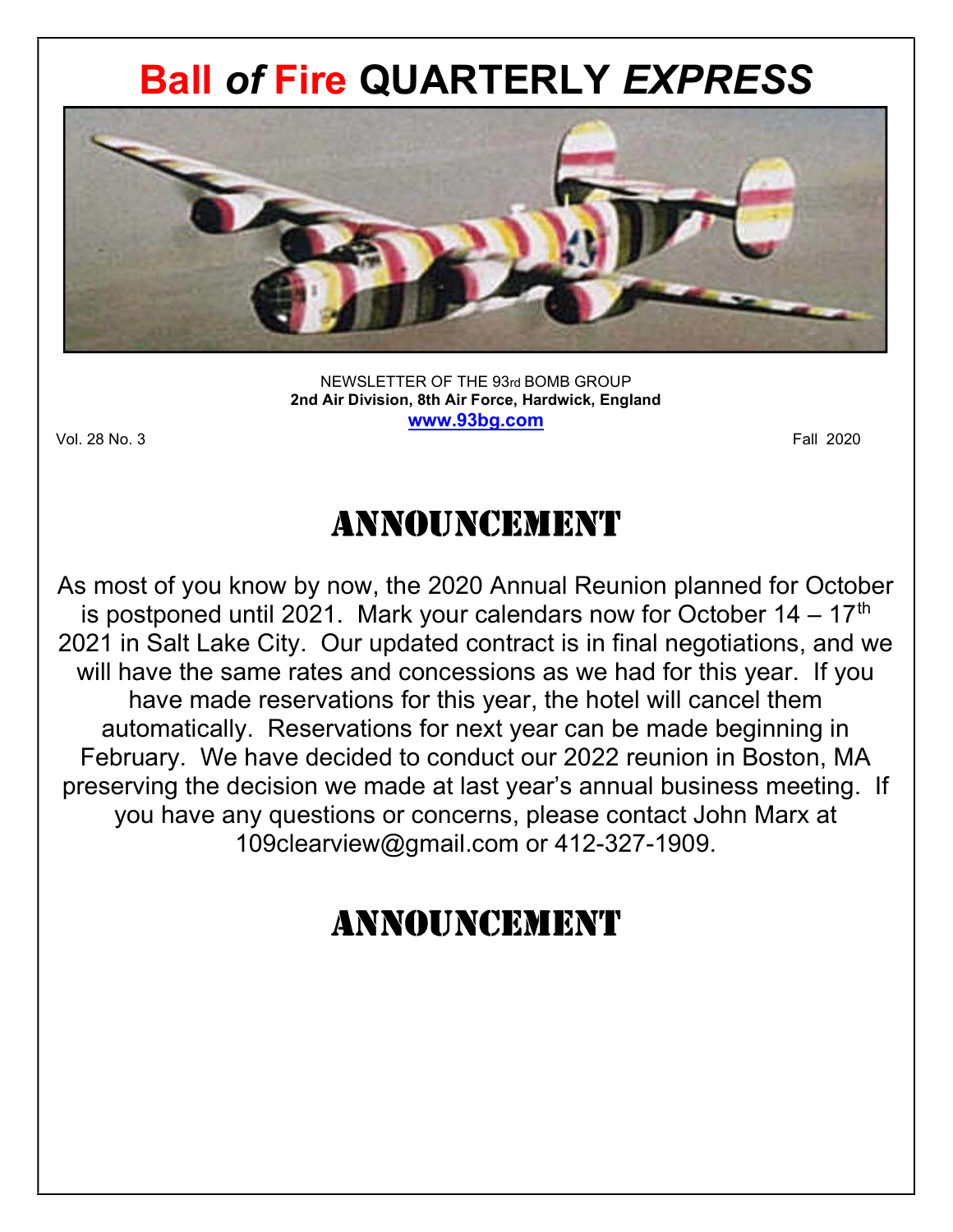# Ball *of* Fire QUARTERLY *EXPRESS*

NEWSLETTER OF THE 93rd BOMB GROUP
**2nd Air Division, 8th Air Force, Hardwick, England**
**www.93bg.com**

Vol. 28 No. 3 Fall 2020

## ANNOUNCEMENT

As most of you know by now, the 2020 Annual Reunion planned for October is postponed until 2021. Mark your calendars now for October 14 – 17th 2021 in Salt Lake City. Our updated contract is in final negotiations, and we will have the same rates and concessions as we had for this year. If you have made reservations for this year, the hotel will cancel them automatically. Reservations for next year can be made beginning in February. We have decided to conduct our 2022 reunion in Boston, MA preserving the decision we made at last year's annual business meeting. If you have any questions or concerns, please contact John Marx at 109clearview@gmail.com or 412-327-1909.

## ANNOUNCEMENT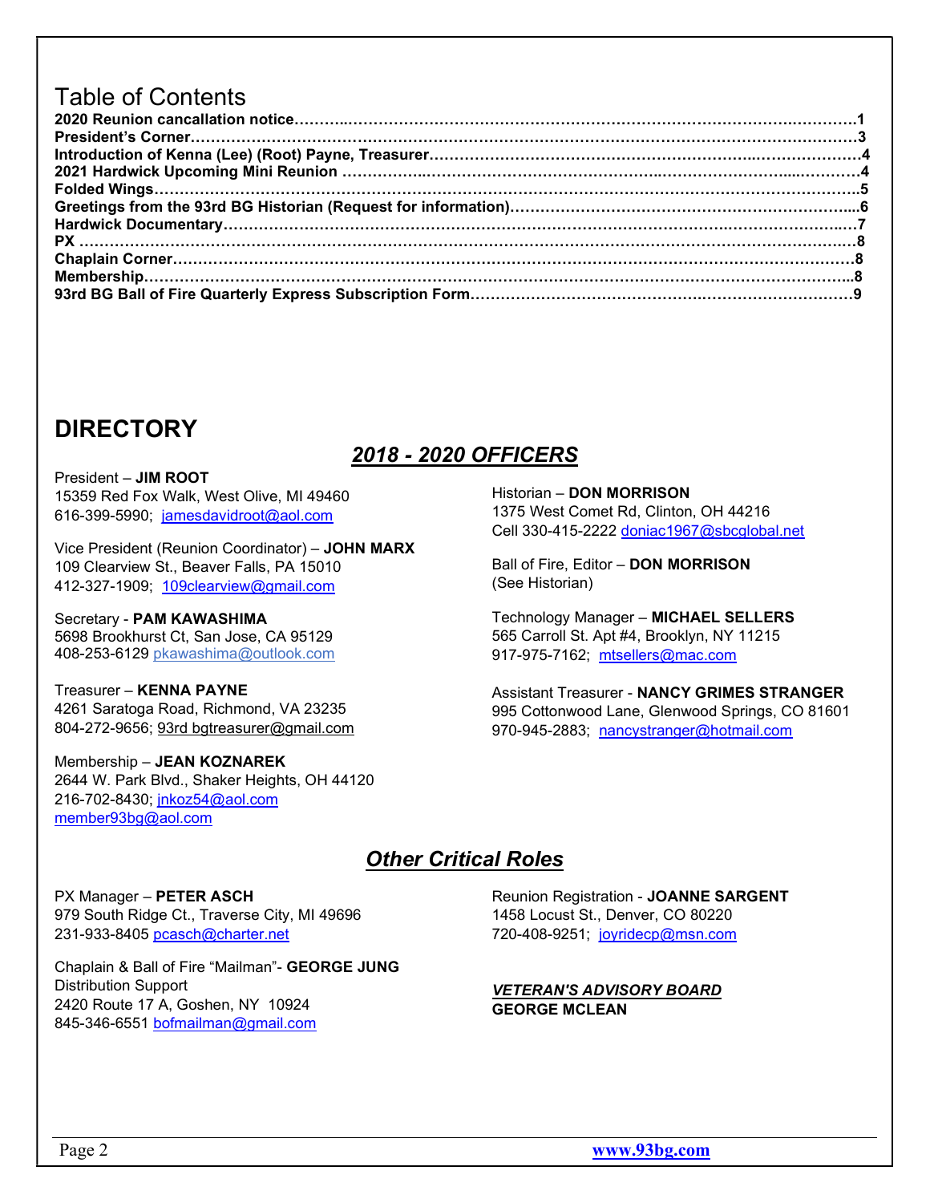# Table of Contents

**2020 Reunion cancallation notice……………………………………………………………………………………………1**
**President's Corner……………………………………………………………………………………………………………3**
**Introduction of Kenna (Lee) (Root) Payne, Treasurer……………………………………………………………………4**
**2021 Hardwick Upcoming Mini Reunion ……………………………………………………………………………………4**
**Folded Wings……………………………………………………………………………………………………………………5**
**Greetings from the 93rd BG Historian (Request for information)…………………………………………………………6**
**Hardwick Documentary………………………………………………………………………………………………………7**
**PX ………………………………………………………………………………………………………………………………8**
**Chaplain Corner………………………………………………………………………………………………………………8**
**Membership……………………………………………………………………………………………………………………8**
**93rd BG Ball of Fire Quarterly Express Subscription Form………………………………………………………………9**

# DIRECTORY

## *2018 - 2020 OFFICERS*

President – **JIM ROOT**
15359 Red Fox Walk, West Olive, MI 49460
616-399-5990; jamesdavidroot@aol.com

Vice President (Reunion Coordinator) – **JOHN MARX**
109 Clearview St., Beaver Falls, PA 15010
412-327-1909; 109clearview@gmail.com

Secretary - **PAM KAWASHIMA**
5698 Brookhurst Ct, San Jose, CA 95129
408-253-6129 pkawashima@outlook.com

Treasurer – **KENNA PAYNE**
4261 Saratoga Road, Richmond, VA 23235
804-272-9656; 93rd bgtreasurer@gmail.com

Membership – **JEAN KOZNAREK**
2644 W. Park Blvd., Shaker Heights, OH 44120
216-702-8430; jnkoz54@aol.com
member93bg@aol.com

Historian – **DON MORRISON**
1375 West Comet Rd, Clinton, OH 44216
Cell 330-415-2222 doniac1967@sbcglobal.net

Ball of Fire, Editor – **DON MORRISON**
(See Historian)

Technology Manager – **MICHAEL SELLERS**
565 Carroll St. Apt #4, Brooklyn, NY 11215
917-975-7162; mtsellers@mac.com

Assistant Treasurer - **NANCY GRIMES STRANGER**
995 Cottonwood Lane, Glenwood Springs, CO 81601
970-945-2883; nancystranger@hotmail.com

## *Other Critical Roles*

PX Manager – **PETER ASCH**
979 South Ridge Ct., Traverse City, MI 49696
231-933-8405 pcasch@charter.net

Chaplain & Ball of Fire "Mailman"- **GEORGE JUNG**
Distribution Support
2420 Route 17 A, Goshen, NY 10924
845-346-6551 bofmailman@gmail.com

Reunion Registration - **JOANNE SARGENT**
1458 Locust St., Denver, CO 80220
720-408-9251; joyridecp@msn.com

***VETERAN'S ADVISORY BOARD***
**GEORGE MCLEAN**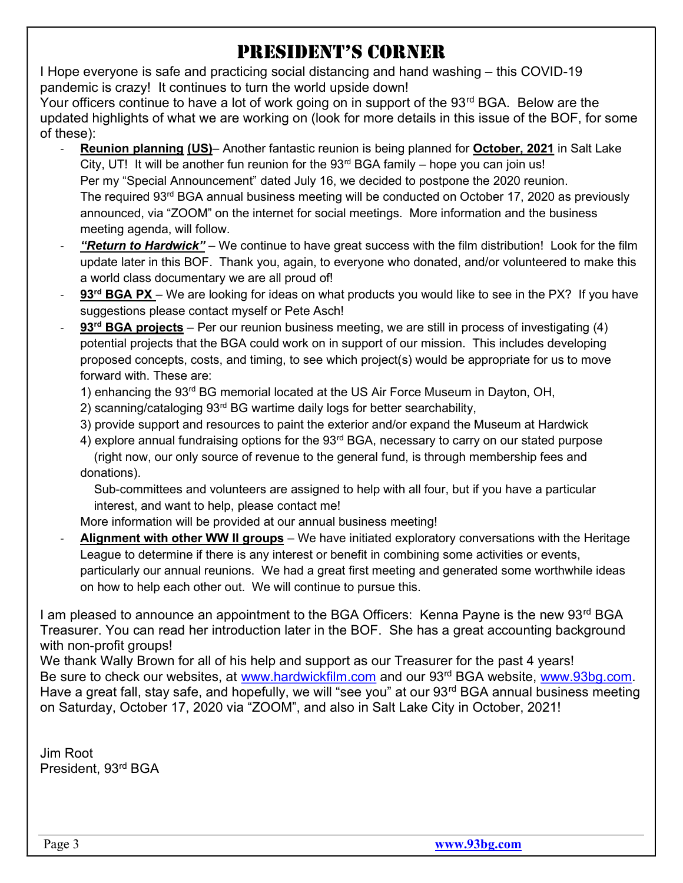# President's Corner

I Hope everyone is safe and practicing social distancing and hand washing – this COVID-19 pandemic is crazy! It continues to turn the world upside down!

Your officers continue to have a lot of work going on in support of the 93rd BGA. Below are the updated highlights of what we are working on (look for more details in this issue of the BOF, for some of these):

- **Reunion planning (US)**– Another fantastic reunion is being planned for **October, 2021** in Salt Lake City, UT! It will be another fun reunion for the 93rd BGA family – hope you can join us!
  Per my "Special Announcement" dated July 16, we decided to postpone the 2020 reunion.
  The required 93rd BGA annual business meeting will be conducted on October 17, 2020 as previously announced, via "ZOOM" on the internet for social meetings. More information and the business meeting agenda, will follow.
- ***"Return to Hardwick"*** – We continue to have great success with the film distribution! Look for the film update later in this BOF. Thank you, again, to everyone who donated, and/or volunteered to make this a world class documentary we are all proud of!
- **93rd BGA PX** – We are looking for ideas on what products you would like to see in the PX? If you have suggestions please contact myself or Pete Asch!
- **93rd BGA projects** – Per our reunion business meeting, we are still in process of investigating (4) potential projects that the BGA could work on in support of our mission. This includes developing proposed concepts, costs, and timing, to see which project(s) would be appropriate for us to move forward with. These are:
  1) enhancing the 93rd BG memorial located at the US Air Force Museum in Dayton, OH,
  2) scanning/cataloging 93rd BG wartime daily logs for better searchability,
  3) provide support and resources to paint the exterior and/or expand the Museum at Hardwick
  4) explore annual fundraising options for the 93rd BGA, necessary to carry on our stated purpose (right now, our only source of revenue to the general fund, is through membership fees and donations).

  Sub-committees and volunteers are assigned to help with all four, but if you have a particular interest, and want to help, please contact me!

  More information will be provided at our annual business meeting!
- **Alignment with other WW II groups** – We have initiated exploratory conversations with the Heritage League to determine if there is any interest or benefit in combining some activities or events, particularly our annual reunions. We had a great first meeting and generated some worthwhile ideas on how to help each other out. We will continue to pursue this.

I am pleased to announce an appointment to the BGA Officers: Kenna Payne is the new 93rd BGA Treasurer. You can read her introduction later in the BOF. She has a great accounting background with non-profit groups!

We thank Wally Brown for all of his help and support as our Treasurer for the past 4 years!

Be sure to check our websites, at www.hardwickfilm.com and our 93rd BGA website, www.93bg.com.

Have a great fall, stay safe, and hopefully, we will "see you" at our 93rd BGA annual business meeting on Saturday, October 17, 2020 via "ZOOM", and also in Salt Lake City in October, 2021!

Jim Root
President, 93rd BGA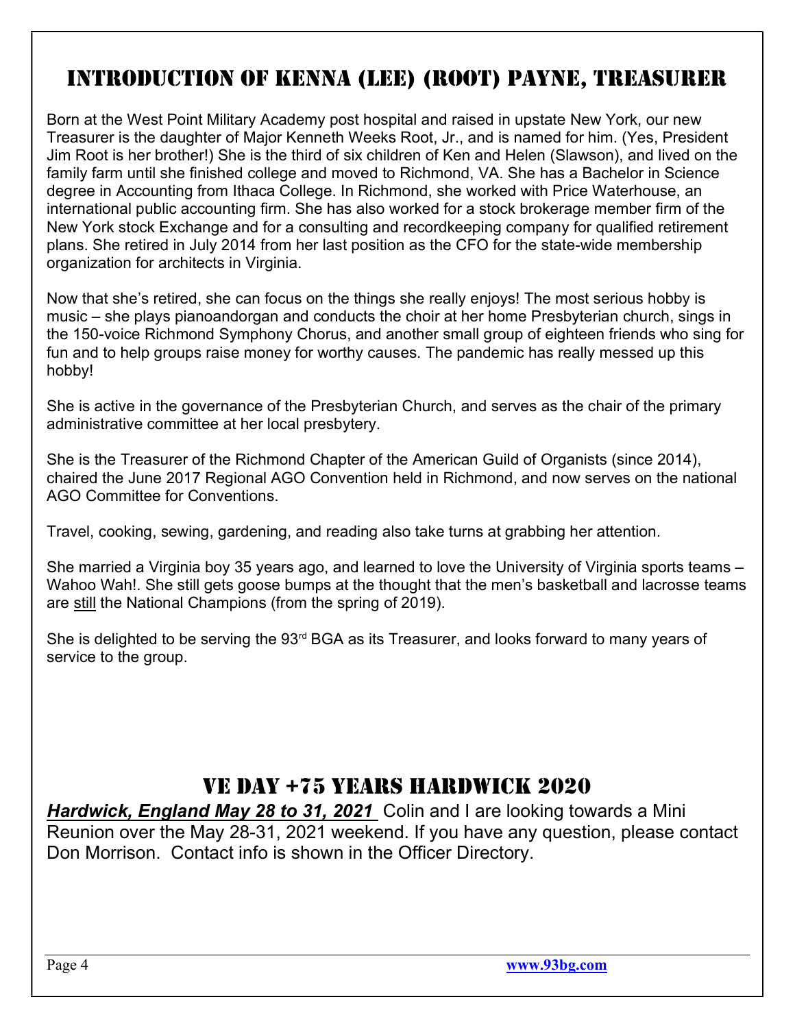## Introduction of Kenna (Lee) (Root) Payne, Treasurer

Born at the West Point Military Academy post hospital and raised in upstate New York, our new Treasurer is the daughter of Major Kenneth Weeks Root, Jr., and is named for him. (Yes, President Jim Root is her brother!) She is the third of six children of Ken and Helen (Slawson), and lived on the family farm until she finished college and moved to Richmond, VA. She has a Bachelor in Science degree in Accounting from Ithaca College. In Richmond, she worked with Price Waterhouse, an international public accounting firm. She has also worked for a stock brokerage member firm of the New York stock Exchange and for a consulting and recordkeeping company for qualified retirement plans. She retired in July 2014 from her last position as the CFO for the state-wide membership organization for architects in Virginia.

Now that she's retired, she can focus on the things she really enjoys! The most serious hobby is music – she plays pianoandorgan and conducts the choir at her home Presbyterian church, sings in the 150-voice Richmond Symphony Chorus, and another small group of eighteen friends who sing for fun and to help groups raise money for worthy causes. The pandemic has really messed up this hobby!

She is active in the governance of the Presbyterian Church, and serves as the chair of the primary administrative committee at her local presbytery.

She is the Treasurer of the Richmond Chapter of the American Guild of Organists (since 2014), chaired the June 2017 Regional AGO Convention held in Richmond, and now serves on the national AGO Committee for Conventions.

Travel, cooking, sewing, gardening, and reading also take turns at grabbing her attention.

She married a Virginia boy 35 years ago, and learned to love the University of Virginia sports teams – Wahoo Wah!. She still gets goose bumps at the thought that the men's basketball and lacrosse teams are still the National Champions (from the spring of 2019).

She is delighted to be serving the 93rd BGA as its Treasurer, and looks forward to many years of service to the group.

## VE Day +75 Years Hardwick 2020

***Hardwick, England May 28 to 31, 2021*** Colin and I are looking towards a Mini Reunion over the May 28-31, 2021 weekend. If you have any question, please contact Don Morrison. Contact info is shown in the Officer Directory.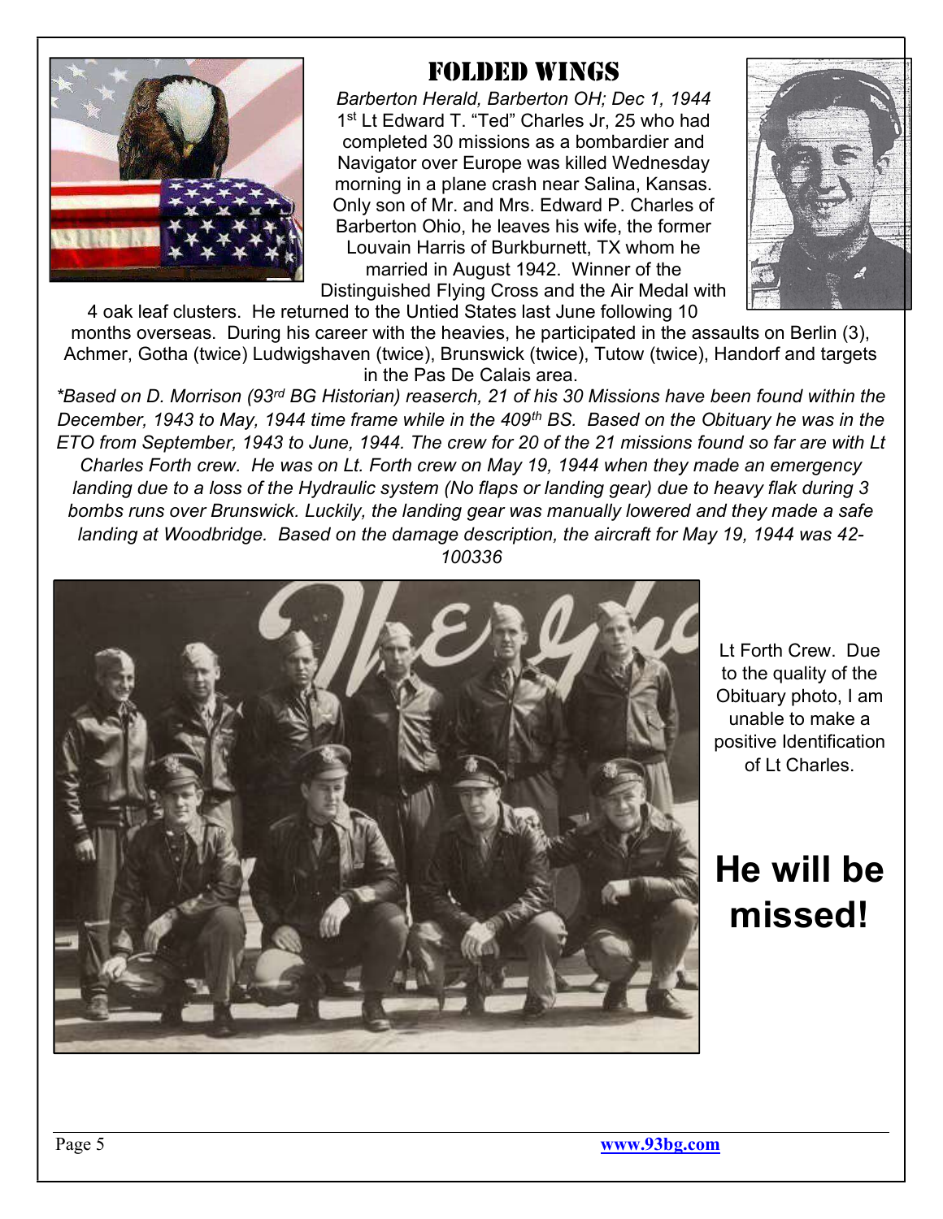# FOLDED WINGS

*Barberton Herald, Barberton OH; Dec 1, 1944*

1st Lt Edward T. "Ted" Charles Jr, 25 who had completed 30 missions as a bombardier and Navigator over Europe was killed Wednesday morning in a plane crash near Salina, Kansas. Only son of Mr. and Mrs. Edward P. Charles of Barberton Ohio, he leaves his wife, the former Louvain Harris of Burkburnett, TX whom he married in August 1942. Winner of the Distinguished Flying Cross and the Air Medal with 4 oak leaf clusters. He returned to the Untied States last June following 10 months overseas. During his career with the heavies, he participated in the assaults on Berlin (3), Achmer, Gotha (twice) Ludwigshaven (twice), Brunswick (twice), Tutow (twice), Handorf and targets in the Pas De Calais area.

*\*Based on D. Morrison (93rd BG Historian) reaserch, 21 of his 30 Missions have been found within the December, 1943 to May, 1944 time frame while in the 409th BS. Based on the Obituary he was in the ETO from September, 1943 to June, 1944. The crew for 20 of the 21 missions found so far are with Lt Charles Forth crew. He was on Lt. Forth crew on May 19, 1944 when they made an emergency landing due to a loss of the Hydraulic system (No flaps or landing gear) due to heavy flak during 3 bombs runs over Brunswick. Luckily, the landing gear was manually lowered and they made a safe landing at Woodbridge. Based on the damage description, the aircraft for May 19, 1944 was 42-100336*

Lt Forth Crew. Due to the quality of the Obituary photo, I am unable to make a positive Identification of Lt Charles.

**He will be missed!**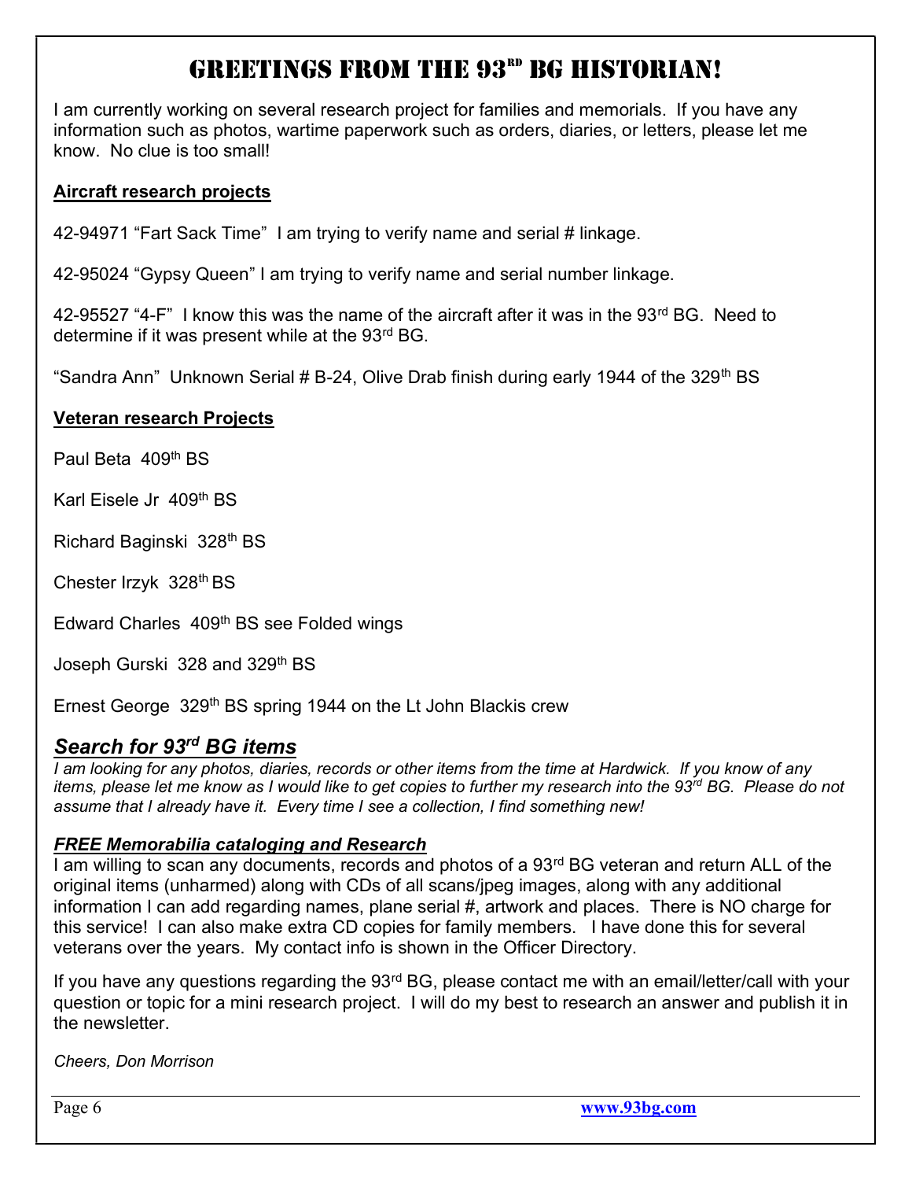# Greetings from the 93rd BG Historian!

I am currently working on several research project for families and memorials. If you have any information such as photos, wartime paperwork such as orders, diaries, or letters, please let me know. No clue is too small!

**Aircraft research projects**

42-94971 "Fart Sack Time" I am trying to verify name and serial # linkage.

42-95024 "Gypsy Queen" I am trying to verify name and serial number linkage.

42-95527 "4-F" I know this was the name of the aircraft after it was in the 93rd BG. Need to determine if it was present while at the 93rd BG.

"Sandra Ann" Unknown Serial # B-24, Olive Drab finish during early 1944 of the 329th BS

**Veteran research Projects**

Paul Beta 409th BS

Karl Eisele Jr 409th BS

Richard Baginski 328th BS

Chester Irzyk 328th BS

Edward Charles 409th BS see Folded wings

Joseph Gurski 328 and 329th BS

Ernest George 329th BS spring 1944 on the Lt John Blackis crew

## *Search for 93rd BG items*

*I am looking for any photos, diaries, records or other items from the time at Hardwick. If you know of any items, please let me know as I would like to get copies to further my research into the 93rd BG. Please do not assume that I already have it. Every time I see a collection, I find something new!*

### *FREE Memorabilia cataloging and Research*

I am willing to scan any documents, records and photos of a 93rd BG veteran and return ALL of the original items (unharmed) along with CDs of all scans/jpeg images, along with any additional information I can add regarding names, plane serial #, artwork and places. There is NO charge for this service! I can also make extra CD copies for family members. I have done this for several veterans over the years. My contact info is shown in the Officer Directory.

If you have any questions regarding the 93rd BG, please contact me with an email/letter/call with your question or topic for a mini research project. I will do my best to research an answer and publish it in the newsletter.

*Cheers, Don Morrison*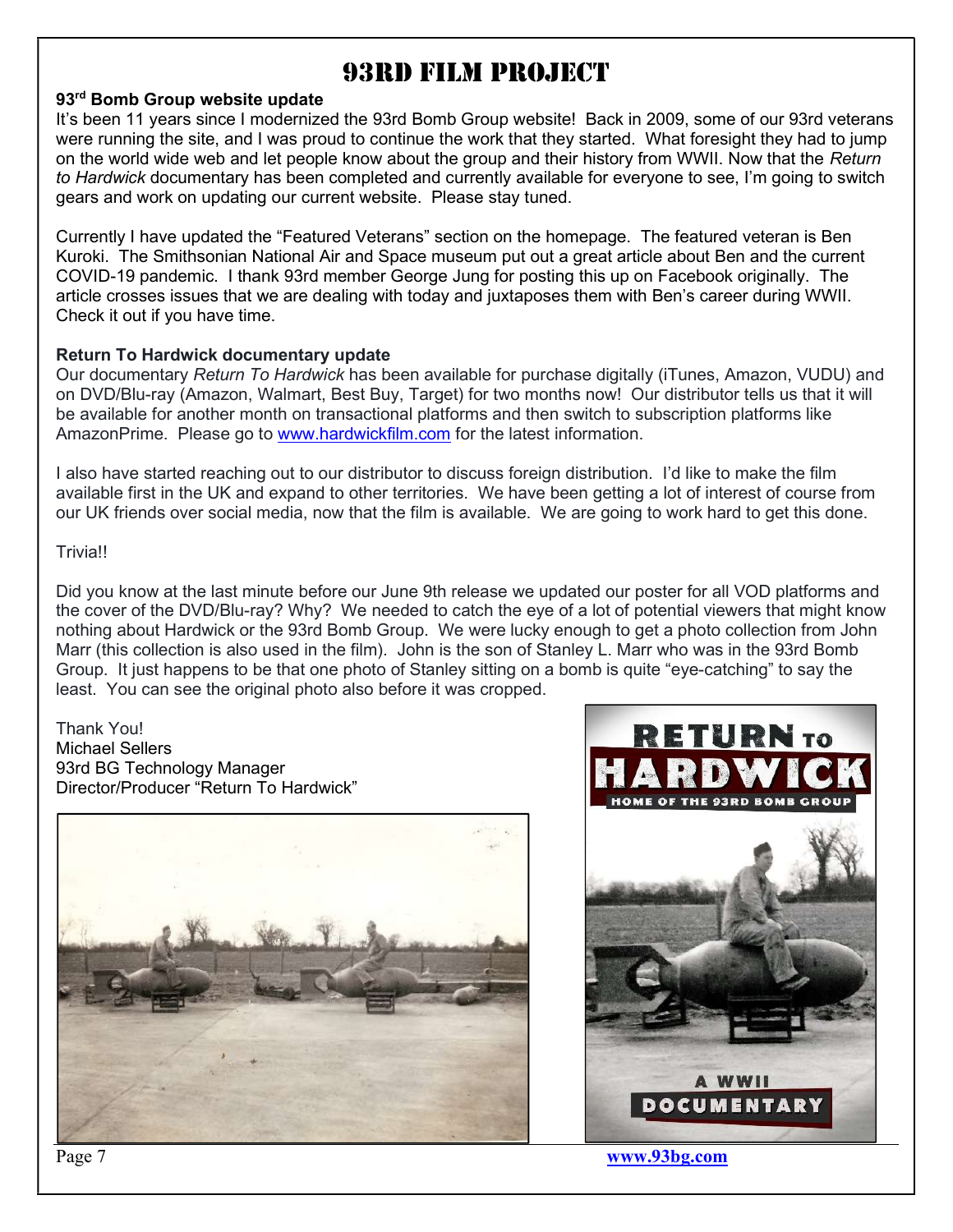# 93RD FILM PROJECT

**93rd Bomb Group website update**

It's been 11 years since I modernized the 93rd Bomb Group website! Back in 2009, some of our 93rd veterans were running the site, and I was proud to continue the work that they started. What foresight they had to jump on the world wide web and let people know about the group and their history from WWII. Now that the *Return to Hardwick* documentary has been completed and currently available for everyone to see, I'm going to switch gears and work on updating our current website. Please stay tuned.

Currently I have updated the "Featured Veterans" section on the homepage. The featured veteran is Ben Kuroki. The Smithsonian National Air and Space museum put out a great article about Ben and the current COVID-19 pandemic. I thank 93rd member George Jung for posting this up on Facebook originally. The article crosses issues that we are dealing with today and juxtaposes them with Ben's career during WWII. Check it out if you have time.

**Return To Hardwick documentary update**

Our documentary *Return To Hardwick* has been available for purchase digitally (iTunes, Amazon, VUDU) and on DVD/Blu-ray (Amazon, Walmart, Best Buy, Target) for two months now! Our distributor tells us that it will be available for another month on transactional platforms and then switch to subscription platforms like AmazonPrime. Please go to www.hardwickfilm.com for the latest information.

I also have started reaching out to our distributor to discuss foreign distribution. I'd like to make the film available first in the UK and expand to other territories. We have been getting a lot of interest of course from our UK friends over social media, now that the film is available. We are going to work hard to get this done.

Trivia!!

Did you know at the last minute before our June 9th release we updated our poster for all VOD platforms and the cover of the DVD/Blu-ray? Why? We needed to catch the eye of a lot of potential viewers that might know nothing about Hardwick or the 93rd Bomb Group. We were lucky enough to get a photo collection from John Marr (this collection is also used in the film). John is the son of Stanley L. Marr who was in the 93rd Bomb Group. It just happens to be that one photo of Stanley sitting on a bomb is quite "eye-catching" to say the least. You can see the original photo also before it was cropped.

Thank You!
Michael Sellers
93rd BG Technology Manager
Director/Producer "Return To Hardwick"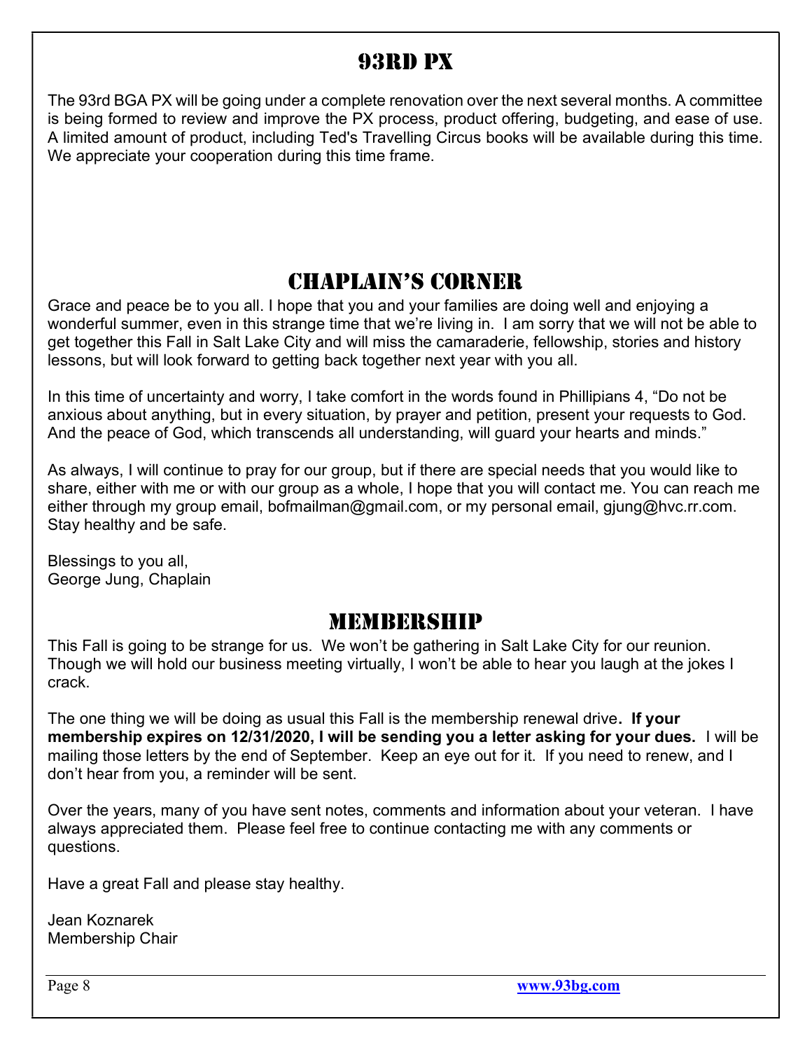# 93RD PX

The 93rd BGA PX will be going under a complete renovation over the next several months. A committee is being formed to review and improve the PX process, product offering, budgeting, and ease of use. A limited amount of product, including Ted's Travelling Circus books will be available during this time. We appreciate your cooperation during this time frame.

# CHAPLAIN'S CORNER

Grace and peace be to you all. I hope that you and your families are doing well and enjoying a wonderful summer, even in this strange time that we're living in. I am sorry that we will not be able to get together this Fall in Salt Lake City and will miss the camaraderie, fellowship, stories and history lessons, but will look forward to getting back together next year with you all.

In this time of uncertainty and worry, I take comfort in the words found in Phillipians 4, "Do not be anxious about anything, but in every situation, by prayer and petition, present your requests to God. And the peace of God, which transcends all understanding, will guard your hearts and minds."

As always, I will continue to pray for our group, but if there are special needs that you would like to share, either with me or with our group as a whole, I hope that you will contact me. You can reach me either through my group email, bofmailman@gmail.com, or my personal email, gjung@hvc.rr.com. Stay healthy and be safe.

Blessings to you all,
George Jung, Chaplain

# MEMBERSHIP

This Fall is going to be strange for us. We won't be gathering in Salt Lake City for our reunion. Though we will hold our business meeting virtually, I won't be able to hear you laugh at the jokes I crack.

The one thing we will be doing as usual this Fall is the membership renewal drive**. If your membership expires on 12/31/2020, I will be sending you a letter asking for your dues.** I will be mailing those letters by the end of September. Keep an eye out for it. If you need to renew, and I don't hear from you, a reminder will be sent.

Over the years, many of you have sent notes, comments and information about your veteran. I have always appreciated them. Please feel free to continue contacting me with any comments or questions.

Have a great Fall and please stay healthy.

Jean Koznarek
Membership Chair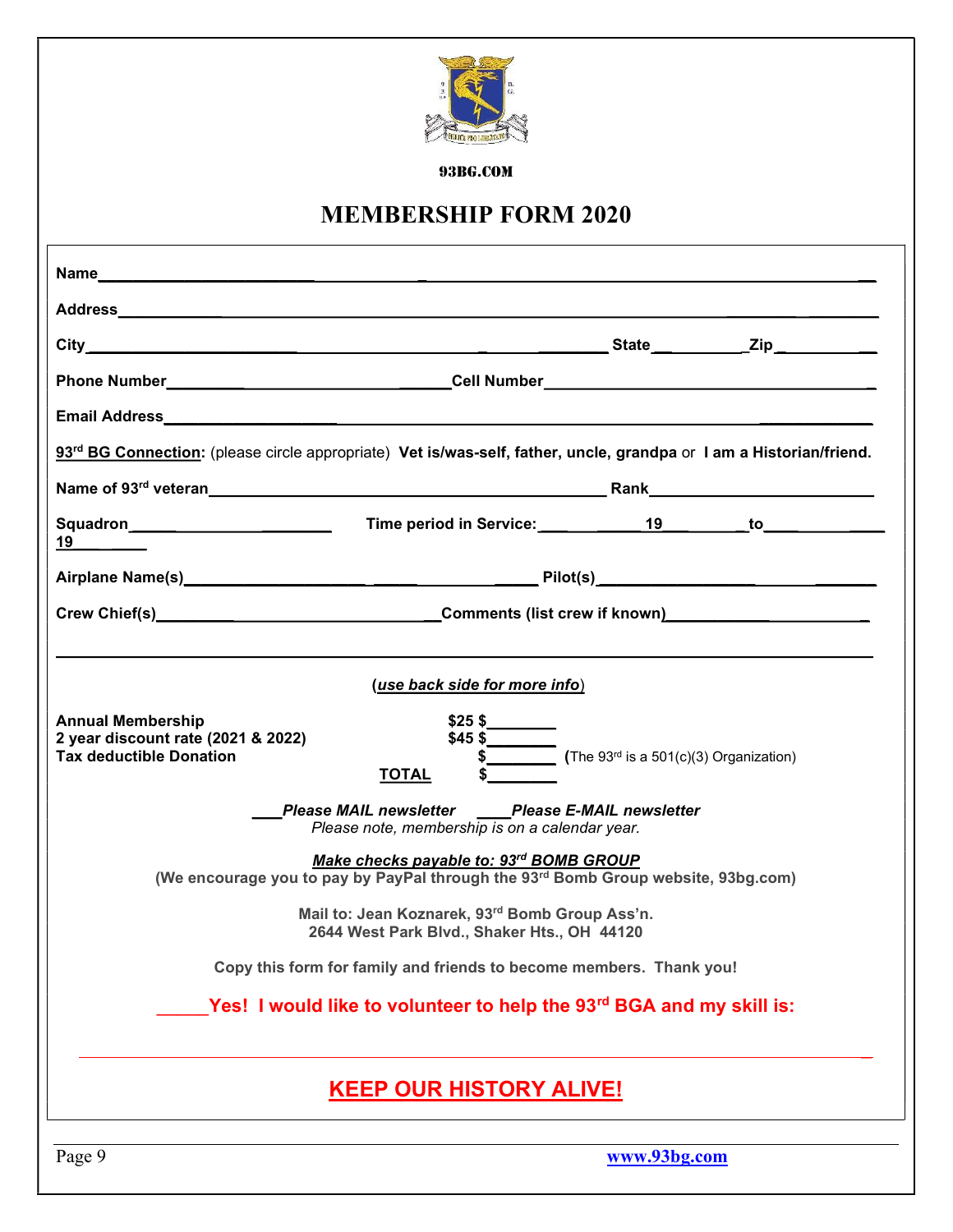93BG.COM

# MEMBERSHIP FORM 2020

**Name**________________________________________________________________

**Address**______________________________________________________________

**City**____________________________________________ **State**__________ **Zip**___________

**Phone Number**________________________________ **Cell Number**______________________________

**Email Address**_________________________________________________________

**93rd BG Connection:** (please circle appropriate) **Vet is/was-self, father, uncle, grandpa** or **I am a Historian/friend.**

**Name of 93rd veteran**____________________________________ **Rank**____________________

**Squadron**______________________ **Time period in Service:**____________ **19**__________ **to**____________ **19**_________

**Airplane Name(s)**______________________________ **Pilot(s)**_______________________________

**Crew Chief(s)**___________________________ **Comments (list crew if known)**______________________

_______________________________________________________________________________

(*use back side for more info*)

| | | |
|---|---|---|
| **Annual Membership** | **$25 $**________ | |
| **2 year discount rate (2021 & 2022)** | **$45 $**________ | |
| **Tax deductible Donation** | **$**________ | (The 93rd is a 501(c)(3) Organization) |
| **TOTAL** | **$**________ | |

___***Please MAIL newsletter*** ____***Please E-MAIL newsletter***

*Please note, membership is on a calendar year.*

***Make checks payable to: 93rd BOMB GROUP***

**(We encourage you to pay by PayPal through the 93rd Bomb Group website, 93bg.com)**

**Mail to: Jean Koznarek, 93rd Bomb Group Ass'n.**
**2644 West Park Blvd., Shaker Hts., OH 44120**

**Copy this form for family and friends to become members. Thank you!**

_____**Yes! I would like to volunteer to help the 93rd BGA and my skill is:**

_______________________________________________________________________________

**KEEP OUR HISTORY ALIVE!**